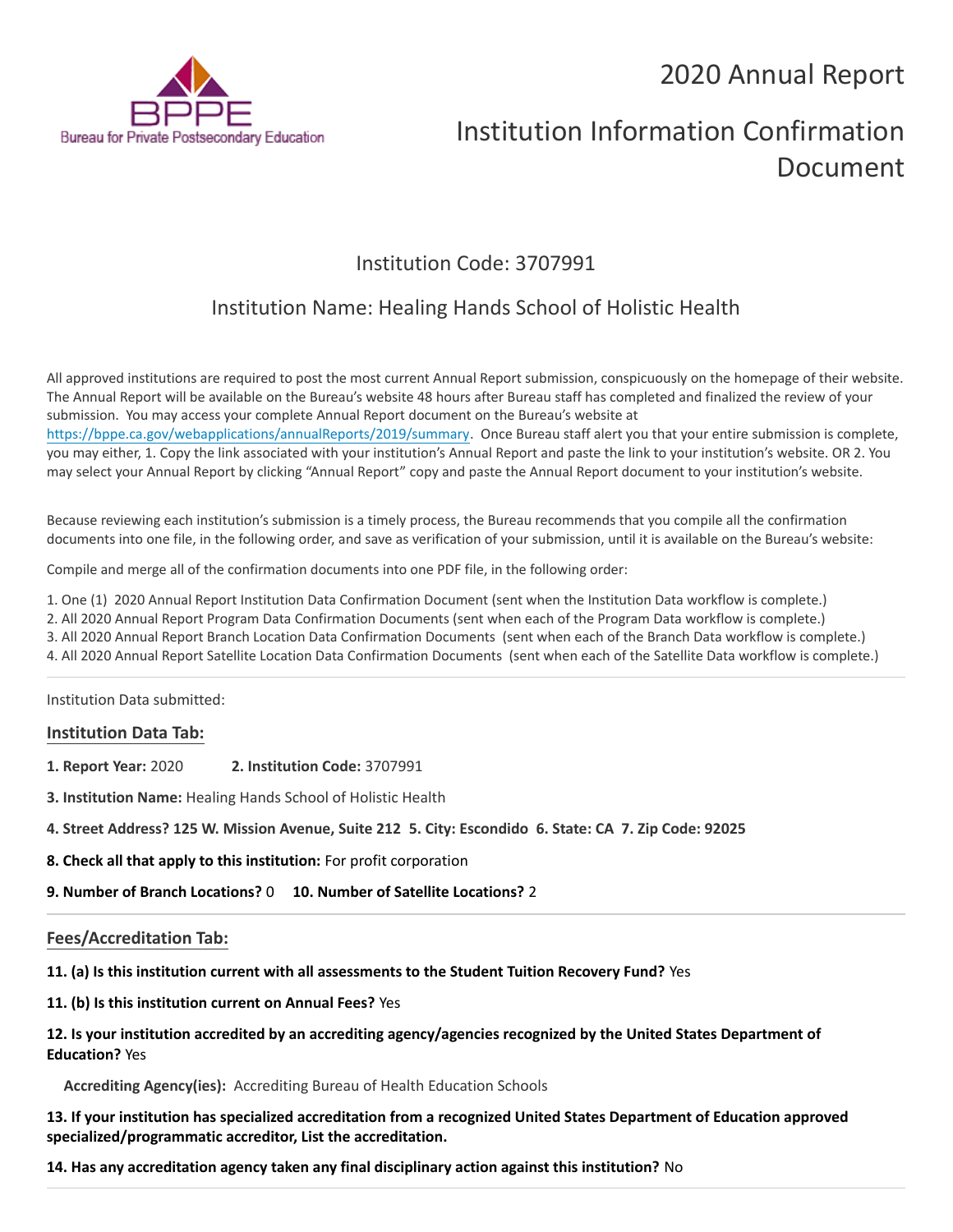Bureau for Private Postsecondary Education

# 2020 Annual Report

# Institution Information Confirmation Document

## Institution Code: 3707991

## Institution Name: Healing Hands School of Holistic Health

All approved institutions are required to post the most current Annual Report submission, conspicuously on the homepage of their website. The Annual Report will be available on the Bureau's website 48 hours after Bureau staff has completed and finalized the review of your submission. You may access your complete Annual Report document on the Bureau's website at https://bppe.ca.gov/webapplications/annualReports/2019/summary. Once Bureau staff alert you that your entire submission is complete, you may either, 1. Copy the link associated with your institution's Annual Report and paste the link to your institution's website. OR 2. You may select your Annual Report by clicking "Annual Report" copy and paste the Annual Report document to your institution's website.

Because reviewing each institution's submission is a timely process, the Bureau recommends that you compile all the confirmation documents into one file, in the following order, and save as verification of your submission, until it is available on the Bureau's website:

Compile and merge all of the confirmation documents into one PDF file, in the following order:

1. One (1) 2020 Annual Report Institution Data Confirmation Document (sent when the Institution Data workflow is complete.)
2. All 2020 Annual Report Program Data Confirmation Documents (sent when each of the Program Data workflow is complete.)
3. All 2020 Annual Report Branch Location Data Confirmation Documents (sent when each of the Branch Data workflow is complete.)
4. All 2020 Annual Report Satellite Location Data Confirmation Documents (sent when each of the Satellite Data workflow is complete.)

---

Institution Data submitted:

### Institution Data Tab:

**1. Report Year:** 2020 **2. Institution Code:** 3707991

**3. Institution Name:** Healing Hands School of Holistic Health

**4. Street Address? 125 W. Mission Avenue, Suite 212 5. City: Escondido 6. State: CA 7. Zip Code: 92025**

**8. Check all that apply to this institution:** For profit corporation

**9. Number of Branch Locations?** 0 **10. Number of Satellite Locations?** 2

---

### Fees/Accreditation Tab:

**11. (a) Is this institution current with all assessments to the Student Tuition Recovery Fund?** Yes

**11. (b) Is this institution current on Annual Fees?** Yes

**12. Is your institution accredited by an accrediting agency/agencies recognized by the United States Department of Education?** Yes

**Accrediting Agency(ies):** Accrediting Bureau of Health Education Schools

**13. If your institution has specialized accreditation from a recognized United States Department of Education approved specialized/programmatic accreditor, List the accreditation.**

**14. Has any accreditation agency taken any final disciplinary action against this institution?** No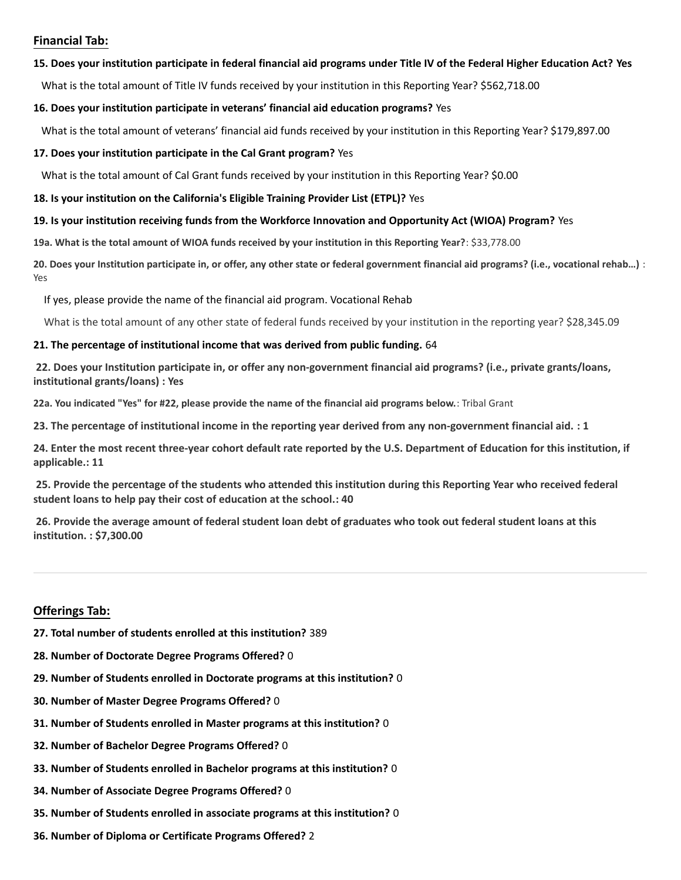## Financial Tab:

**15. Does your institution participate in federal financial aid programs under Title IV of the Federal Higher Education Act? Yes**

What is the total amount of Title IV funds received by your institution in this Reporting Year? $562,718.00

**16. Does your institution participate in veterans' financial aid education programs?** Yes

What is the total amount of veterans' financial aid funds received by your institution in this Reporting Year? $179,897.00

**17. Does your institution participate in the Cal Grant program?** Yes

What is the total amount of Cal Grant funds received by your institution in this Reporting Year? $0.00

**18. Is your institution on the California's Eligible Training Provider List (ETPL)?** Yes

**19. Is your institution receiving funds from the Workforce Innovation and Opportunity Act (WIOA) Program?** Yes

**19a. What is the total amount of WIOA funds received by your institution in this Reporting Year?**: $33,778.00

**20. Does your Institution participate in, or offer, any other state or federal government financial aid programs? (i.e., vocational rehab...)** : Yes

If yes, please provide the name of the financial aid program. Vocational Rehab

What is the total amount of any other state of federal funds received by your institution in the reporting year? $28,345.09

**21. The percentage of institutional income that was derived from public funding.** 64

**22. Does your Institution participate in, or offer any non-government financial aid programs? (i.e., private grants/loans, institutional grants/loans) : Yes**

**22a. You indicated "Yes" for #22, please provide the name of the financial aid programs below.**: Tribal Grant

**23. The percentage of institutional income in the reporting year derived from any non-government financial aid. : 1**

**24. Enter the most recent three-year cohort default rate reported by the U.S. Department of Education for this institution, if applicable.: 11**

**25. Provide the percentage of the students who attended this institution during this Reporting Year who received federal student loans to help pay their cost of education at the school.: 40**

**26. Provide the average amount of federal student loan debt of graduates who took out federal student loans at this institution. : $7,300.00**

---

## Offerings Tab:

**27. Total number of students enrolled at this institution?** 389

**28. Number of Doctorate Degree Programs Offered?** 0

**29. Number of Students enrolled in Doctorate programs at this institution?** 0

**30. Number of Master Degree Programs Offered?** 0

**31. Number of Students enrolled in Master programs at this institution?** 0

**32. Number of Bachelor Degree Programs Offered?** 0

**33. Number of Students enrolled in Bachelor programs at this institution?** 0

**34. Number of Associate Degree Programs Offered?** 0

**35. Number of Students enrolled in associate programs at this institution?** 0

**36. Number of Diploma or Certificate Programs Offered?** 2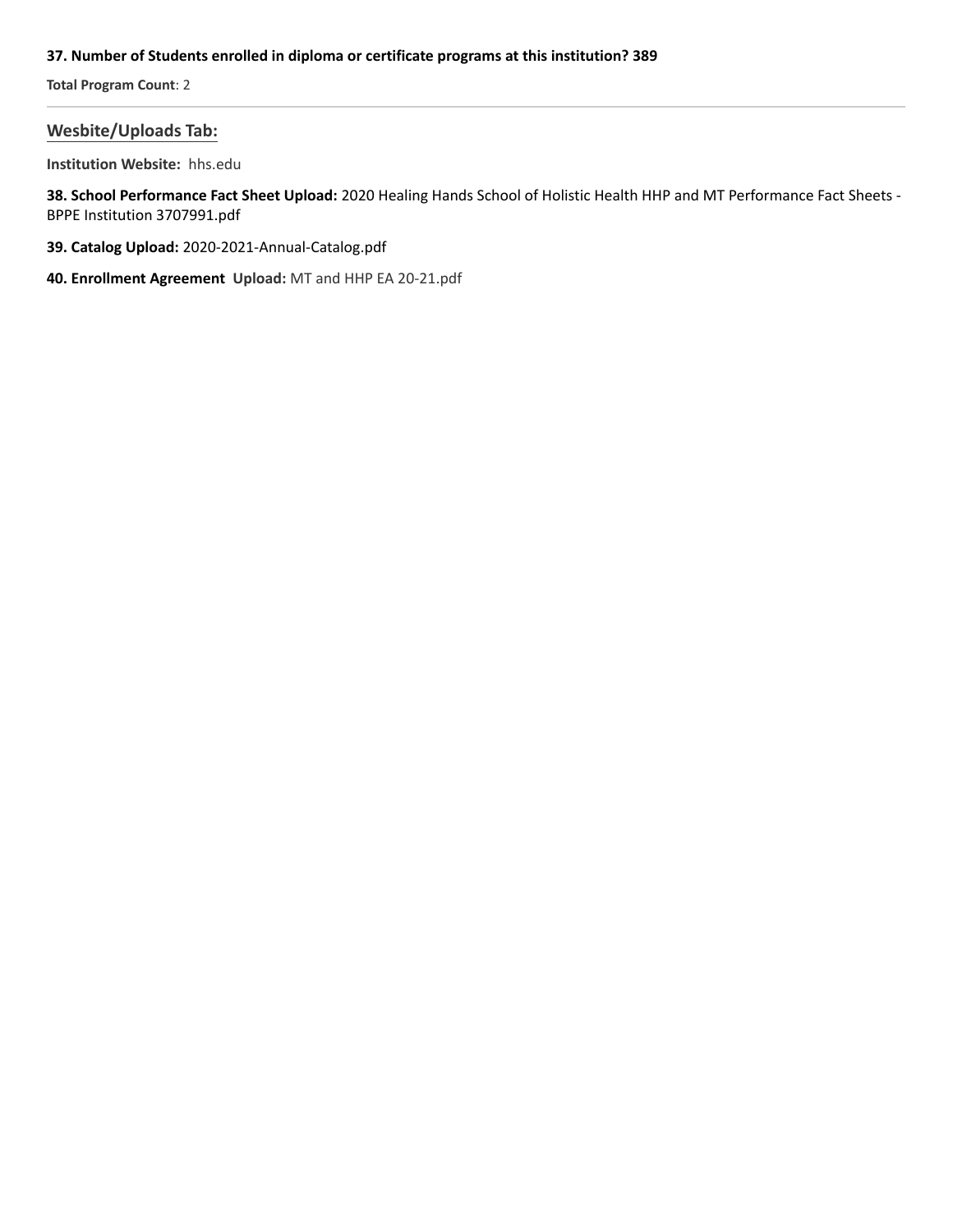**37. Number of Students enrolled in diploma or certificate programs at this institution? 389**

**Total Program Count**: 2

---

## Wesbite/Uploads Tab:

**Institution Website:** hhs.edu

**38. School Performance Fact Sheet Upload:** 2020 Healing Hands School of Holistic Health HHP and MT Performance Fact Sheets - BPPE Institution 3707991.pdf

**39. Catalog Upload:** 2020-2021-Annual-Catalog.pdf

**40. Enrollment Agreement Upload:** MT and HHP EA 20-21.pdf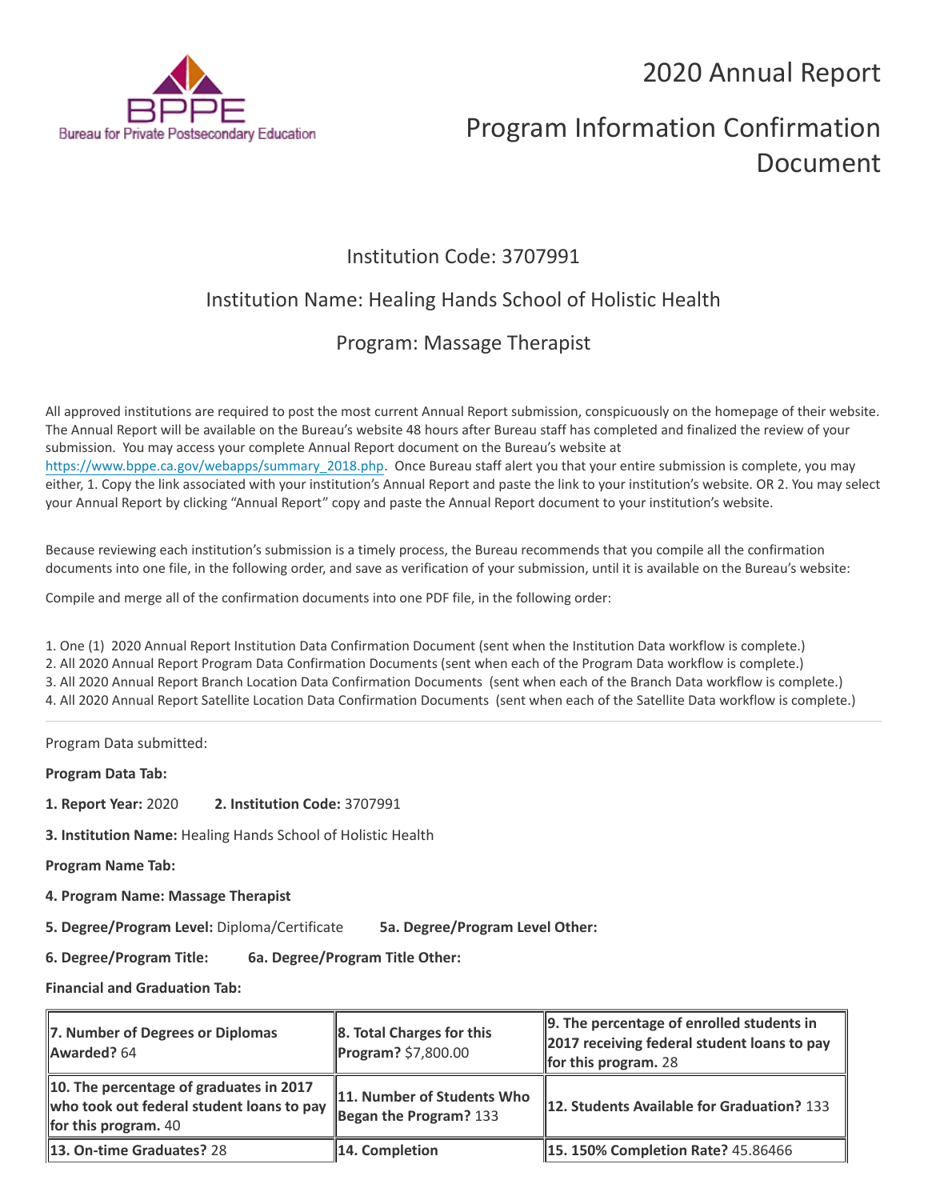# 2020 Annual Report

# Program Information Confirmation Document

## Institution Code: 3707991

## Institution Name: Healing Hands School of Holistic Health

## Program: Massage Therapist

All approved institutions are required to post the most current Annual Report submission, conspicuously on the homepage of their website. The Annual Report will be available on the Bureau's website 48 hours after Bureau staff has completed and finalized the review of your submission. You may access your complete Annual Report document on the Bureau's website at https://www.bppe.ca.gov/webapps/summary_2018.php. Once Bureau staff alert you that your entire submission is complete, you may either, 1. Copy the link associated with your institution's Annual Report and paste the link to your institution's website. OR 2. You may select your Annual Report by clicking "Annual Report" copy and paste the Annual Report document to your institution's website.

Because reviewing each institution's submission is a timely process, the Bureau recommends that you compile all the confirmation documents into one file, in the following order, and save as verification of your submission, until it is available on the Bureau's website:

Compile and merge all of the confirmation documents into one PDF file, in the following order:

1. One (1) 2020 Annual Report Institution Data Confirmation Document (sent when the Institution Data workflow is complete.)
2. All 2020 Annual Report Program Data Confirmation Documents (sent when each of the Program Data workflow is complete.)
3. All 2020 Annual Report Branch Location Data Confirmation Documents (sent when each of the Branch Data workflow is complete.)
4. All 2020 Annual Report Satellite Location Data Confirmation Documents (sent when each of the Satellite Data workflow is complete.)

---

Program Data submitted:

**Program Data Tab:**

**1. Report Year:** 2020 **2. Institution Code:** 3707991

**3. Institution Name:** Healing Hands School of Holistic Health

**Program Name Tab:**

**4. Program Name: Massage Therapist**

**5. Degree/Program Level:** Diploma/Certificate **5a. Degree/Program Level Other:**

**6. Degree/Program Title:** **6a. Degree/Program Title Other:**

**Financial and Graduation Tab:**

| | | |
|---|---|---|
| **7. Number of Degrees or Diplomas Awarded?** 64 | **8. Total Charges for this Program?** $7,800.00 | **9. The percentage of enrolled students in 2017 receiving federal student loans to pay for this program.** 28 |
| **10. The percentage of graduates in 2017 who took out federal student loans to pay for this program.** 40 | **11. Number of Students Who Began the Program?** 133 | **12. Students Available for Graduation?** 133 |
| **13. On-time Graduates?** 28 | **14. Completion** | **15. 150% Completion Rate?** 45.86466 |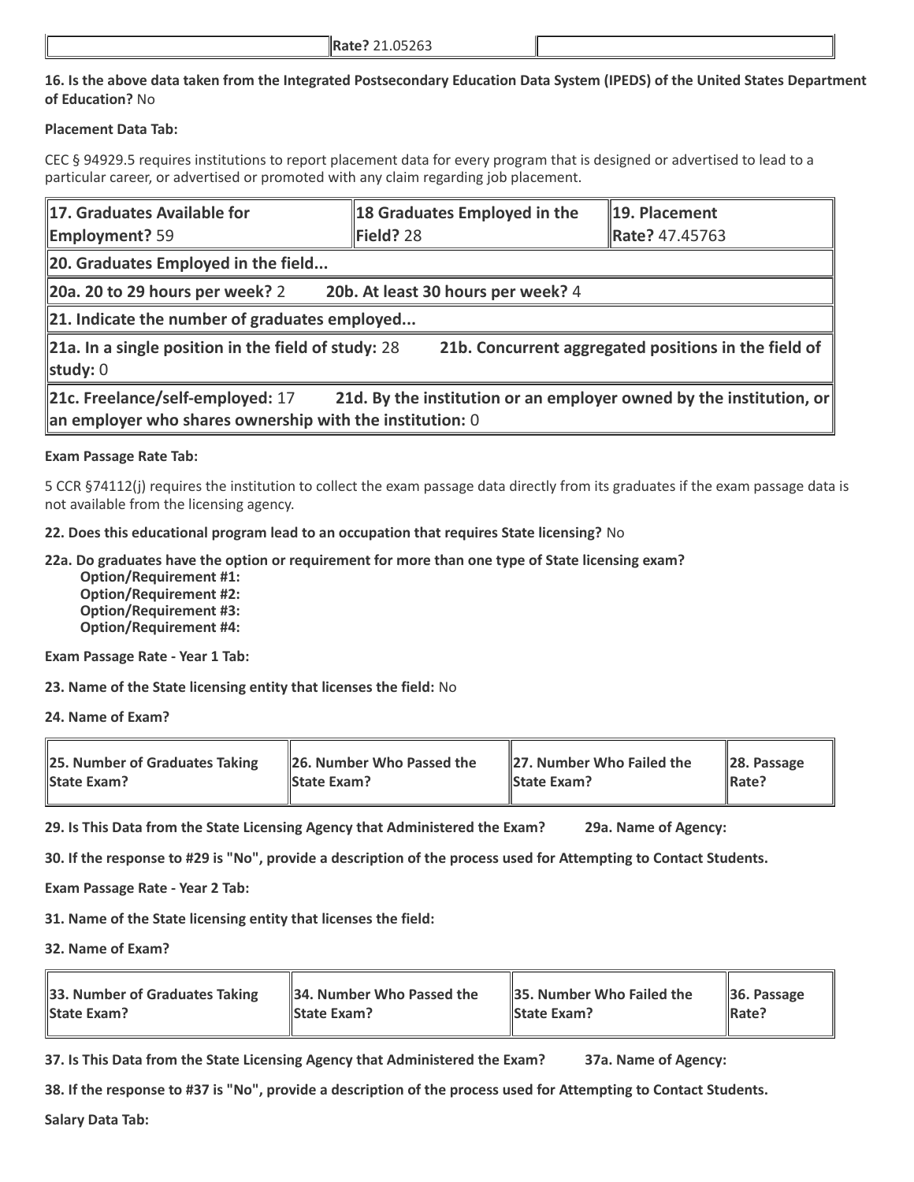| | **Rate?** 21.05263 | |
|---|---|---|

**16. Is the above data taken from the Integrated Postsecondary Education Data System (IPEDS) of the United States Department of Education?** No

**Placement Data Tab:**

CEC § 94929.5 requires institutions to report placement data for every program that is designed or advertised to lead to a particular career, or advertised or promoted with any claim regarding job placement.

| **17. Graduates Available for Employment?** 59 | **18 Graduates Employed in the Field?** 28 | **19. Placement Rate?** 47.45763 |
|---|---|---|
| **20. Graduates Employed in the field...** | | |
| **20a. 20 to 29 hours per week?** 2 **20b. At least 30 hours per week?** 4 | | |
| **21. Indicate the number of graduates employed...** | | |
| **21a. In a single position in the field of study:** 28 **21b. Concurrent aggregated positions in the field of study:** 0 | | |
| **21c. Freelance/self-employed:** 17 **21d. By the institution or an employer owned by the institution, or an employer who shares ownership with the institution:** 0 | | |

**Exam Passage Rate Tab:**

5 CCR §74112(j) requires the institution to collect the exam passage data directly from its graduates if the exam passage data is not available from the licensing agency.

**22. Does this educational program lead to an occupation that requires State licensing?** No

**22a. Do graduates have the option or requirement for more than one type of State licensing exam?**
- **Option/Requirement #1:**
- **Option/Requirement #2:**
- **Option/Requirement #3:**
- **Option/Requirement #4:**

**Exam Passage Rate - Year 1 Tab:**

**23. Name of the State licensing entity that licenses the field:** No

**24. Name of Exam?**

| **25. Number of Graduates Taking State Exam?** | **26. Number Who Passed the State Exam?** | **27. Number Who Failed the State Exam?** | **28. Passage Rate?** |
|---|---|---|---|

**29. Is This Data from the State Licensing Agency that Administered the Exam?** **29a. Name of Agency:**

**30. If the response to #29 is "No", provide a description of the process used for Attempting to Contact Students.**

**Exam Passage Rate - Year 2 Tab:**

**31. Name of the State licensing entity that licenses the field:**

**32. Name of Exam?**

| **33. Number of Graduates Taking State Exam?** | **34. Number Who Passed the State Exam?** | **35. Number Who Failed the State Exam?** | **36. Passage Rate?** |
|---|---|---|---|

**37. Is This Data from the State Licensing Agency that Administered the Exam?** **37a. Name of Agency:**

**38. If the response to #37 is "No", provide a description of the process used for Attempting to Contact Students.**

**Salary Data Tab:**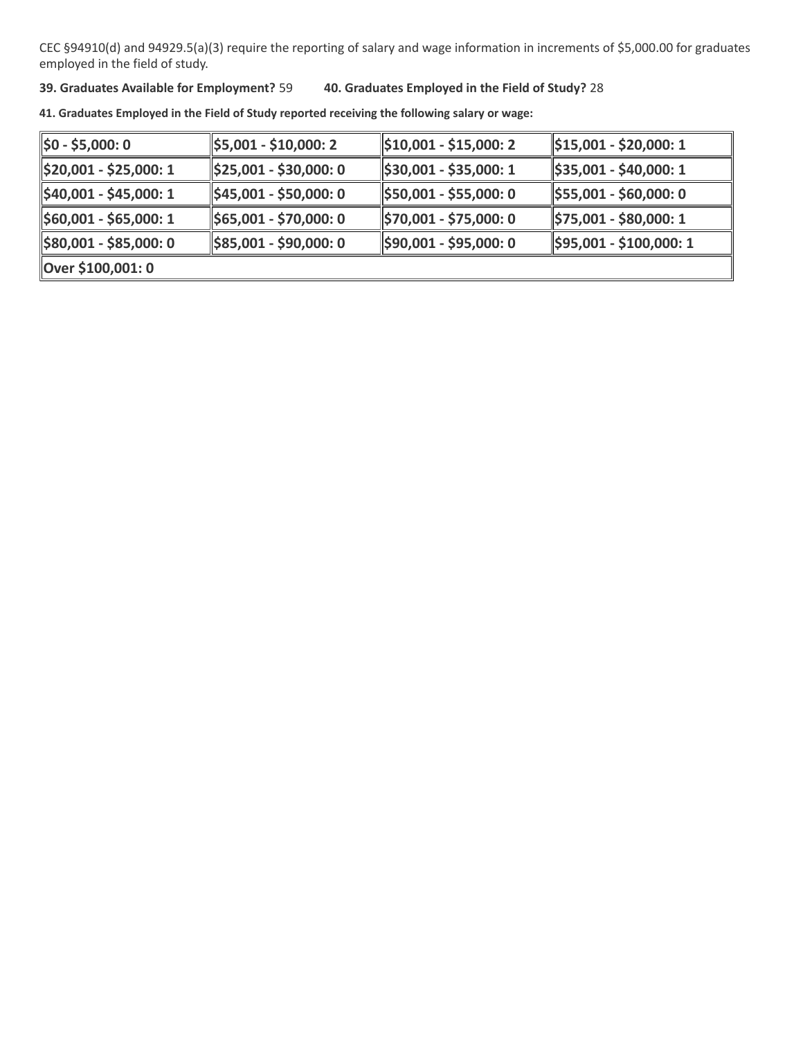CEC §94910(d) and 94929.5(a)(3) require the reporting of salary and wage information in increments of $5,000.00 for graduates employed in the field of study.

**39. Graduates Available for Employment?** 59 **40. Graduates Employed in the Field of Study?** 28

**41. Graduates Employed in the Field of Study reported receiving the following salary or wage:**

| | | | |
|---|---|---|---|
| **$0 - $5,000: 0** | **$5,001 - $10,000: 2** | **$10,001 - $15,000: 2** | **$15,001 - $20,000: 1** |
| **$20,001 - $25,000: 1** | **$25,001 - $30,000: 0** | **$30,001 - $35,000: 1** | **$35,001 - $40,000: 1** |
| **$40,001 - $45,000: 1** | **$45,001 - $50,000: 0** | **$50,001 - $55,000: 0** | **$55,001 - $60,000: 0** |
| **$60,001 - $65,000: 1** | **$65,001 - $70,000: 0** | **$70,001 - $75,000: 0** | **$75,001 - $80,000: 1** |
| **$80,001 - $85,000: 0** | **$85,001 - $90,000: 0** | **$90,001 - $95,000: 0** | **$95,001 - $100,000: 1** |
| **Over $100,001: 0** | | | |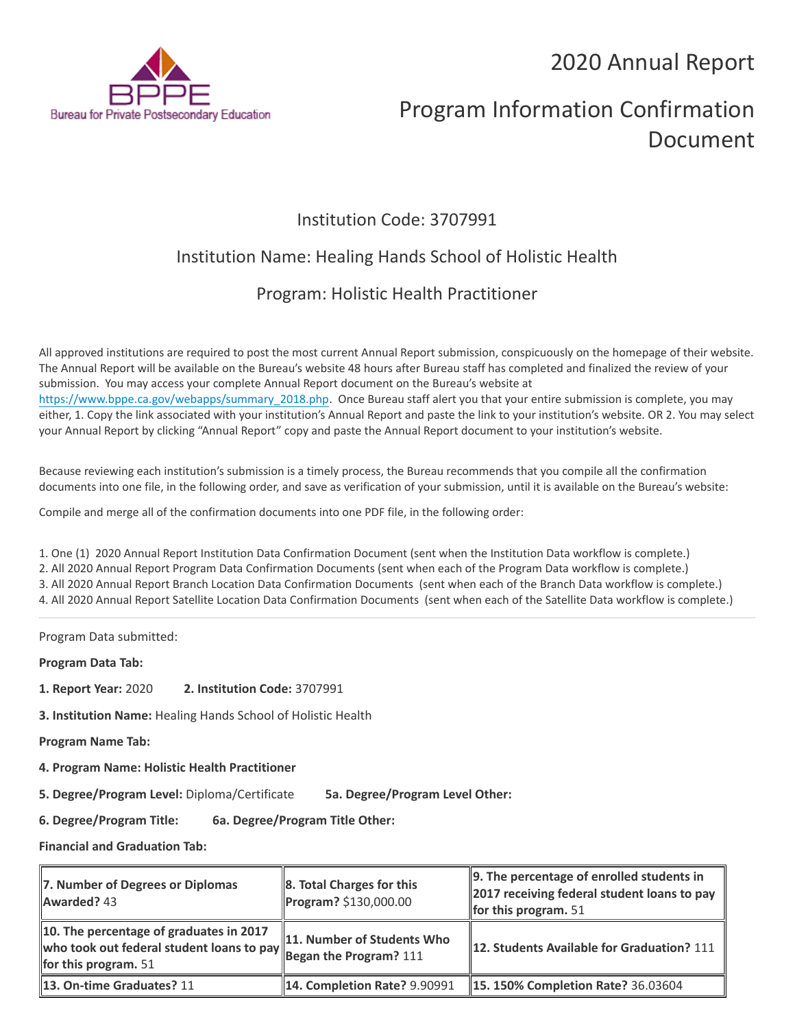BPPE
Bureau for Private Postsecondary Education

# 2020 Annual Report

# Program Information Confirmation Document

## Institution Code: 3707991

## Institution Name: Healing Hands School of Holistic Health

## Program: Holistic Health Practitioner

All approved institutions are required to post the most current Annual Report submission, conspicuously on the homepage of their website. The Annual Report will be available on the Bureau's website 48 hours after Bureau staff has completed and finalized the review of your submission. You may access your complete Annual Report document on the Bureau's website at https://www.bppe.ca.gov/webapps/summary_2018.php. Once Bureau staff alert you that your entire submission is complete, you may either, 1. Copy the link associated with your institution's Annual Report and paste the link to your institution's website. OR 2. You may select your Annual Report by clicking "Annual Report" copy and paste the Annual Report document to your institution's website.

Because reviewing each institution's submission is a timely process, the Bureau recommends that you compile all the confirmation documents into one file, in the following order, and save as verification of your submission, until it is available on the Bureau's website:

Compile and merge all of the confirmation documents into one PDF file, in the following order:

1. One (1) 2020 Annual Report Institution Data Confirmation Document (sent when the Institution Data workflow is complete.)
2. All 2020 Annual Report Program Data Confirmation Documents (sent when each of the Program Data workflow is complete.)
3. All 2020 Annual Report Branch Location Data Confirmation Documents (sent when each of the Branch Data workflow is complete.)
4. All 2020 Annual Report Satellite Location Data Confirmation Documents (sent when each of the Satellite Data workflow is complete.)

---

Program Data submitted:

**Program Data Tab:**

**1. Report Year:** 2020 **2. Institution Code:** 3707991

**3. Institution Name:** Healing Hands School of Holistic Health

**Program Name Tab:**

**4. Program Name: Holistic Health Practitioner**

**5. Degree/Program Level:** Diploma/Certificate **5a. Degree/Program Level Other:**

**6. Degree/Program Title:** **6a. Degree/Program Title Other:**

**Financial and Graduation Tab:**

| | | |
|---|---|---|
| **7. Number of Degrees or Diplomas Awarded?** 43 | **8. Total Charges for this Program?** $130,000.00 | **9. The percentage of enrolled students in 2017 receiving federal student loans to pay for this program.** 51 |
| **10. The percentage of graduates in 2017 who took out federal student loans to pay for this program.** 51 | **11. Number of Students Who Began the Program?** 111 | **12. Students Available for Graduation?** 111 |
| **13. On-time Graduates?** 11 | **14. Completion Rate?** 9.90991 | **15. 150% Completion Rate?** 36.03604 |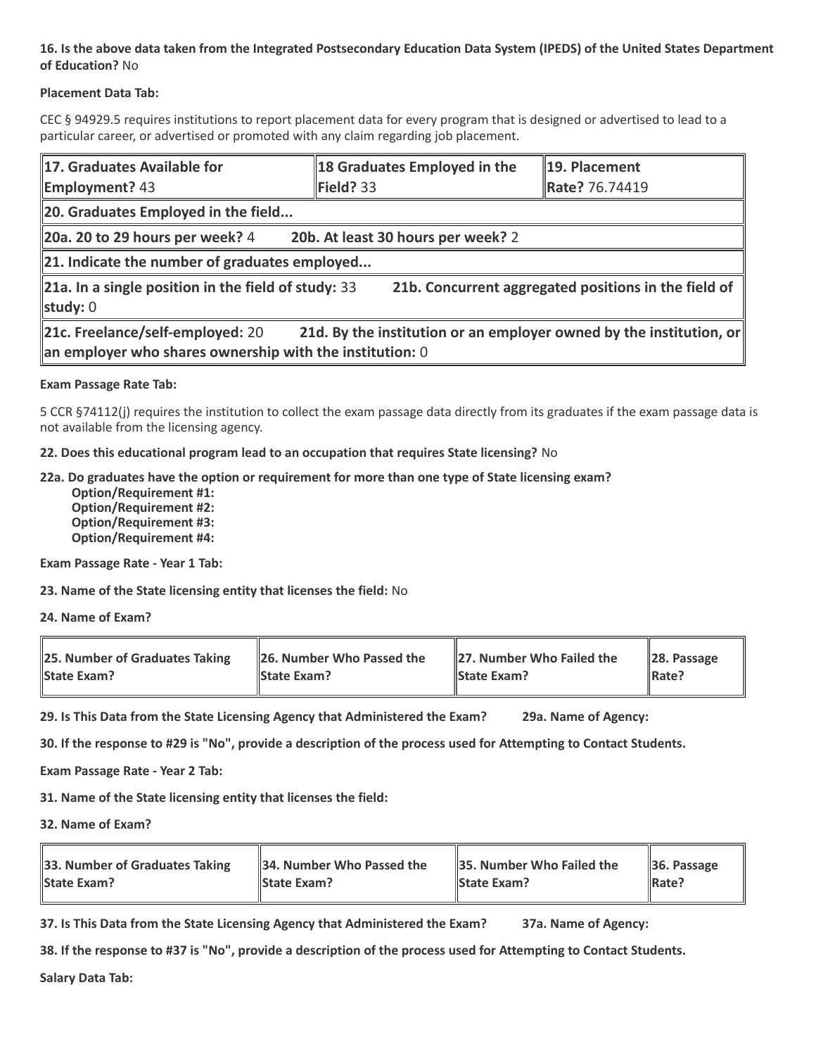**16. Is the above data taken from the Integrated Postsecondary Education Data System (IPEDS) of the United States Department of Education?** No

**Placement Data Tab:**

CEC § 94929.5 requires institutions to report placement data for every program that is designed or advertised to lead to a particular career, or advertised or promoted with any claim regarding job placement.

| **17. Graduates Available for Employment?** 43 | **18 Graduates Employed in the Field?** 33 | **19. Placement Rate?** 76.74419 |
|---|---|---|
| **20. Graduates Employed in the field...** | | |
| **20a. 20 to 29 hours per week?** 4 **20b. At least 30 hours per week?** 2 | | |
| **21. Indicate the number of graduates employed...** | | |
| **21a. In a single position in the field of study:** 33 **21b. Concurrent aggregated positions in the field of study:** 0 | | |
| **21c. Freelance/self-employed:** 20 **21d. By the institution or an employer owned by the institution, or an employer who shares ownership with the institution:** 0 | | |

**Exam Passage Rate Tab:**

5 CCR §74112(j) requires the institution to collect the exam passage data directly from its graduates if the exam passage data is not available from the licensing agency.

**22. Does this educational program lead to an occupation that requires State licensing?** No

**22a. Do graduates have the option or requirement for more than one type of State licensing exam?**
- **Option/Requirement #1:**
- **Option/Requirement #2:**
- **Option/Requirement #3:**
- **Option/Requirement #4:**

**Exam Passage Rate - Year 1 Tab:**

**23. Name of the State licensing entity that licenses the field:** No

**24. Name of Exam?**

| **25. Number of Graduates Taking State Exam?** | **26. Number Who Passed the State Exam?** | **27. Number Who Failed the State Exam?** | **28. Passage Rate?** |
|---|---|---|---|

**29. Is This Data from the State Licensing Agency that Administered the Exam?** **29a. Name of Agency:**

**30. If the response to #29 is "No", provide a description of the process used for Attempting to Contact Students.**

**Exam Passage Rate - Year 2 Tab:**

**31. Name of the State licensing entity that licenses the field:**

**32. Name of Exam?**

| **33. Number of Graduates Taking State Exam?** | **34. Number Who Passed the State Exam?** | **35. Number Who Failed the State Exam?** | **36. Passage Rate?** |
|---|---|---|---|

**37. Is This Data from the State Licensing Agency that Administered the Exam?** **37a. Name of Agency:**

**38. If the response to #37 is "No", provide a description of the process used for Attempting to Contact Students.**

**Salary Data Tab:**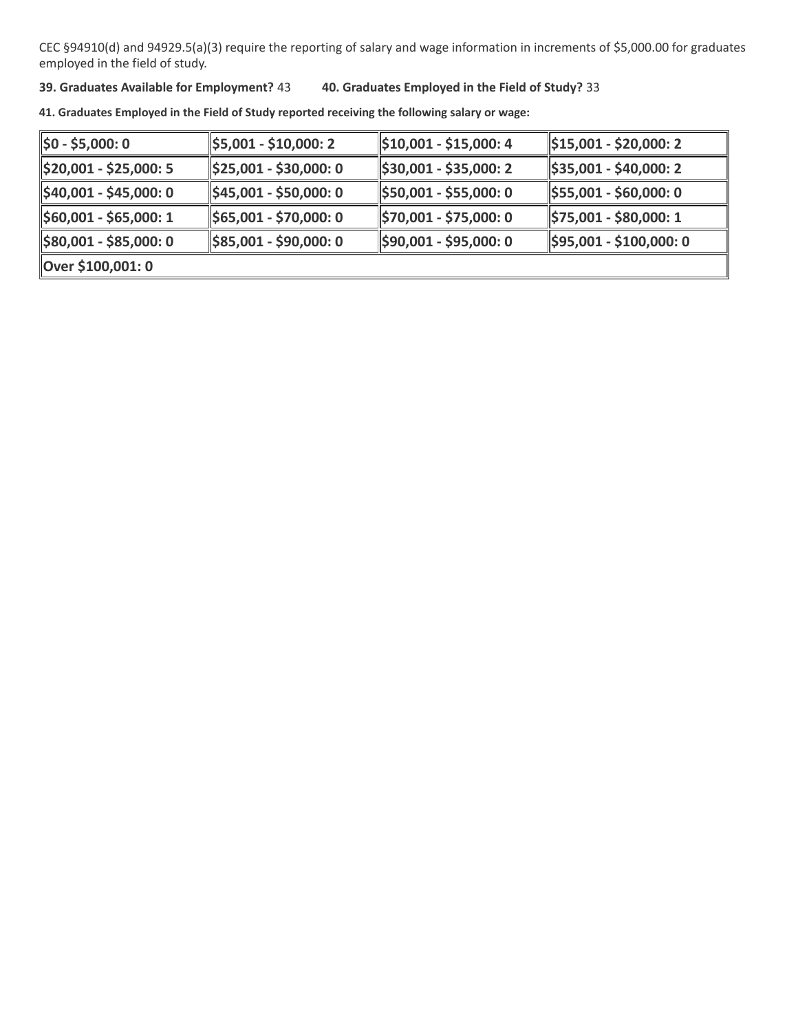CEC §94910(d) and 94929.5(a)(3) require the reporting of salary and wage information in increments of $5,000.00 for graduates employed in the field of study.

**39. Graduates Available for Employment?** 43 **40. Graduates Employed in the Field of Study?** 33

**41. Graduates Employed in the Field of Study reported receiving the following salary or wage:**

| | | | |
|---|---|---|---|
| **$0 - $5,000: 0** | **$5,001 - $10,000: 2** | **$10,001 - $15,000: 4** | **$15,001 - $20,000: 2** |
| **$20,001 - $25,000: 5** | **$25,001 - $30,000: 0** | **$30,001 - $35,000: 2** | **$35,001 - $40,000: 2** |
| **$40,001 - $45,000: 0** | **$45,001 - $50,000: 0** | **$50,001 - $55,000: 0** | **$55,001 - $60,000: 0** |
| **$60,001 - $65,000: 1** | **$65,001 - $70,000: 0** | **$70,001 - $75,000: 0** | **$75,001 - $80,000: 1** |
| **$80,001 - $85,000: 0** | **$85,001 - $90,000: 0** | **$90,001 - $95,000: 0** | **$95,001 - $100,000: 0** |
| **Over $100,001: 0** | | | |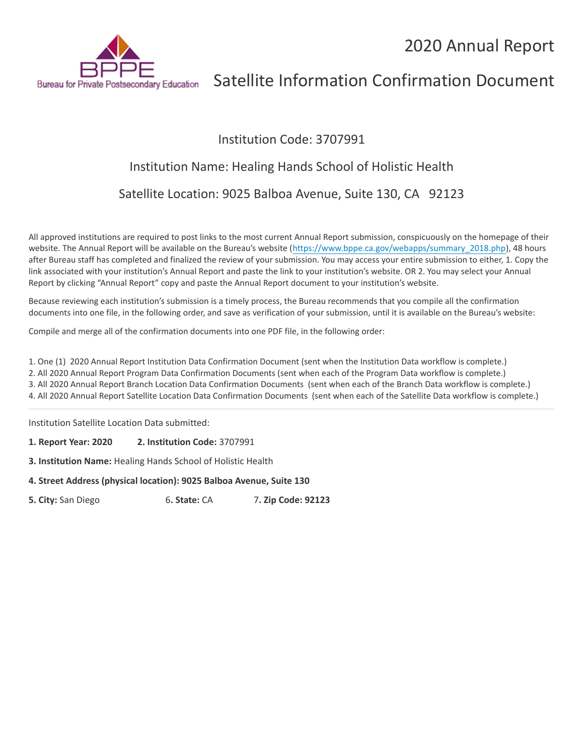Bureau for Private Postsecondary Education

# 2020 Annual Report

## Satellite Information Confirmation Document

Institution Code: 3707991

Institution Name: Healing Hands School of Holistic Health

Satellite Location: 9025 Balboa Avenue, Suite 130, CA 92123

All approved institutions are required to post links to the most current Annual Report submission, conspicuously on the homepage of their website. The Annual Report will be available on the Bureau's website (https://www.bppe.ca.gov/webapps/summary_2018.php), 48 hours after Bureau staff has completed and finalized the review of your submission. You may access your entire submission to either, 1. Copy the link associated with your institution's Annual Report and paste the link to your institution's website. OR 2. You may select your Annual Report by clicking "Annual Report" copy and paste the Annual Report document to your institution's website.

Because reviewing each institution's submission is a timely process, the Bureau recommends that you compile all the confirmation documents into one file, in the following order, and save as verification of your submission, until it is available on the Bureau's website:

Compile and merge all of the confirmation documents into one PDF file, in the following order:

1. One (1) 2020 Annual Report Institution Data Confirmation Document (sent when the Institution Data workflow is complete.)
2. All 2020 Annual Report Program Data Confirmation Documents (sent when each of the Program Data workflow is complete.)
3. All 2020 Annual Report Branch Location Data Confirmation Documents (sent when each of the Branch Data workflow is complete.)
4. All 2020 Annual Report Satellite Location Data Confirmation Documents (sent when each of the Satellite Data workflow is complete.)

---

Institution Satellite Location Data submitted:

**1. Report Year: 2020** **2. Institution Code:** 3707991

**3. Institution Name:** Healing Hands School of Holistic Health

**4. Street Address (physical location): 9025 Balboa Avenue, Suite 130**

**5. City:** San Diego 6**. State:** CA 7**. Zip Code: 92123**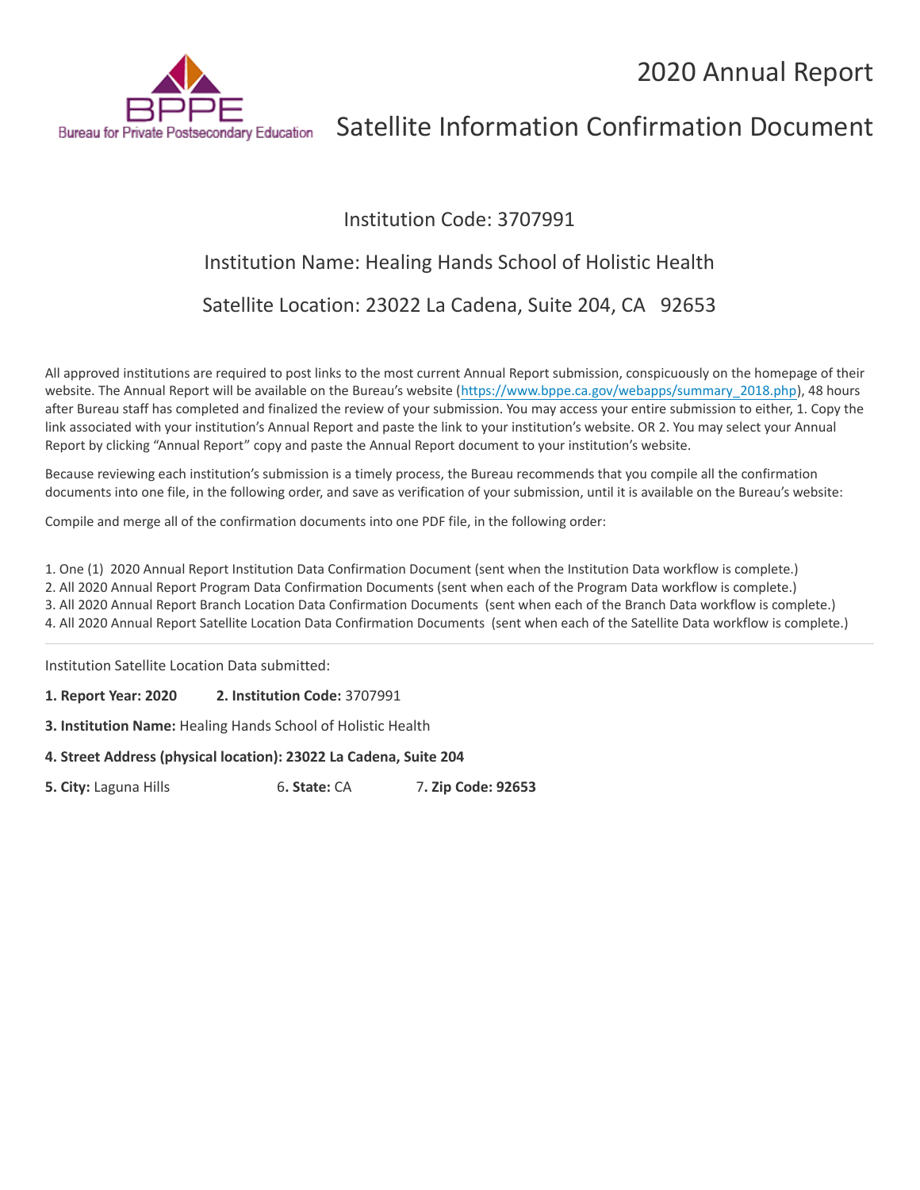# 2020 Annual Report

# Satellite Information Confirmation Document

Institution Code: 3707991

Institution Name: Healing Hands School of Holistic Health

Satellite Location: 23022 La Cadena, Suite 204, CA 92653

All approved institutions are required to post links to the most current Annual Report submission, conspicuously on the homepage of their website. The Annual Report will be available on the Bureau's website (https://www.bppe.ca.gov/webapps/summary_2018.php), 48 hours after Bureau staff has completed and finalized the review of your submission. You may access your entire submission to either, 1. Copy the link associated with your institution's Annual Report and paste the link to your institution's website. OR 2. You may select your Annual Report by clicking "Annual Report" copy and paste the Annual Report document to your institution's website.

Because reviewing each institution's submission is a timely process, the Bureau recommends that you compile all the confirmation documents into one file, in the following order, and save as verification of your submission, until it is available on the Bureau's website:

Compile and merge all of the confirmation documents into one PDF file, in the following order:

1. One (1) 2020 Annual Report Institution Data Confirmation Document (sent when the Institution Data workflow is complete.)
2. All 2020 Annual Report Program Data Confirmation Documents (sent when each of the Program Data workflow is complete.)
3. All 2020 Annual Report Branch Location Data Confirmation Documents (sent when each of the Branch Data workflow is complete.)
4. All 2020 Annual Report Satellite Location Data Confirmation Documents (sent when each of the Satellite Data workflow is complete.)

---

Institution Satellite Location Data submitted:

**1. Report Year: 2020** **2. Institution Code:** 3707991

**3. Institution Name:** Healing Hands School of Holistic Health

**4. Street Address (physical location): 23022 La Cadena, Suite 204**

**5. City:** Laguna Hills 6**. State:** CA 7**. Zip Code: 92653**